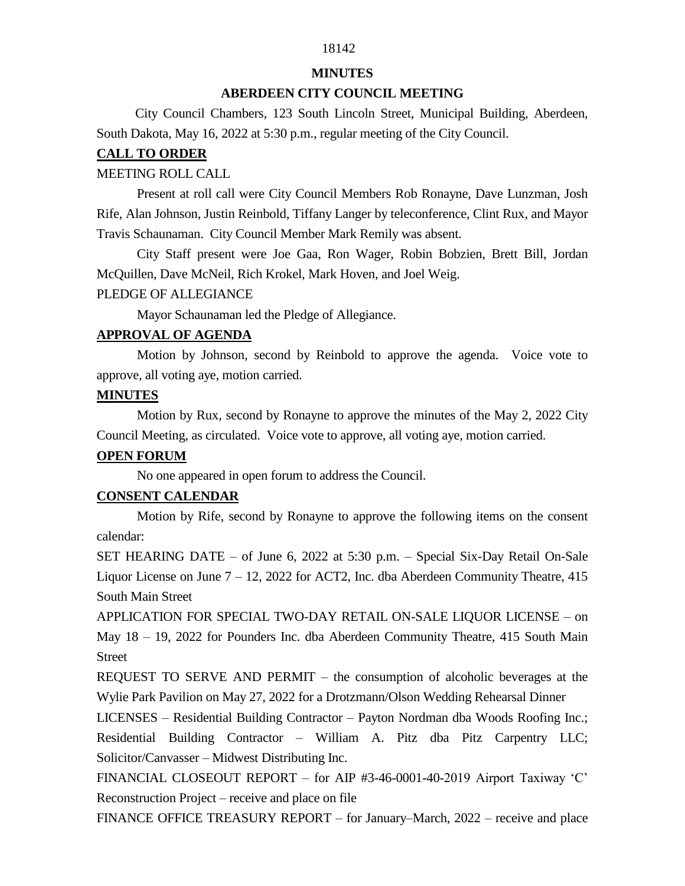# MINUTES

## ABERDEEN CITY COUNCIL MEETING

City Council Chambers, 123 South Lincoln Street, Municipal Building, Aberdeen, South Dakota, May 16, 2022 at 5:30 p.m., regular meeting of the City Council.

**CALL TO ORDER**

MEETING ROLL CALL

Present at roll call were City Council Members Rob Ronayne, Dave Lunzman, Josh Rife, Alan Johnson, Justin Reinbold, Tiffany Langer by teleconference, Clint Rux, and Mayor Travis Schaunaman. City Council Member Mark Remily was absent.

City Staff present were Joe Gaa, Ron Wager, Robin Bobzien, Brett Bill, Jordan McQuillen, Dave McNeil, Rich Krokel, Mark Hoven, and Joel Weig.

PLEDGE OF ALLEGIANCE

Mayor Schaunaman led the Pledge of Allegiance.

**APPROVAL OF AGENDA**

Motion by Johnson, second by Reinbold to approve the agenda. Voice vote to approve, all voting aye, motion carried.

**MINUTES**

Motion by Rux, second by Ronayne to approve the minutes of the May 2, 2022 City Council Meeting, as circulated. Voice vote to approve, all voting aye, motion carried.

**OPEN FORUM**

No one appeared in open forum to address the Council.

**CONSENT CALENDAR**

Motion by Rife, second by Ronayne to approve the following items on the consent calendar:

SET HEARING DATE – of June 6, 2022 at 5:30 p.m. – Special Six-Day Retail On-Sale Liquor License on June 7 – 12, 2022 for ACT2, Inc. dba Aberdeen Community Theatre, 415 South Main Street

APPLICATION FOR SPECIAL TWO-DAY RETAIL ON-SALE LIQUOR LICENSE – on May 18 – 19, 2022 for Pounders Inc. dba Aberdeen Community Theatre, 415 South Main Street

REQUEST TO SERVE AND PERMIT – the consumption of alcoholic beverages at the Wylie Park Pavilion on May 27, 2022 for a Drotzmann/Olson Wedding Rehearsal Dinner

LICENSES – Residential Building Contractor – Payton Nordman dba Woods Roofing Inc.; Residential Building Contractor – William A. Pitz dba Pitz Carpentry LLC; Solicitor/Canvasser – Midwest Distributing Inc.

FINANCIAL CLOSEOUT REPORT – for AIP #3-46-0001-40-2019 Airport Taxiway 'C' Reconstruction Project – receive and place on file

FINANCE OFFICE TREASURY REPORT – for January–March, 2022 – receive and place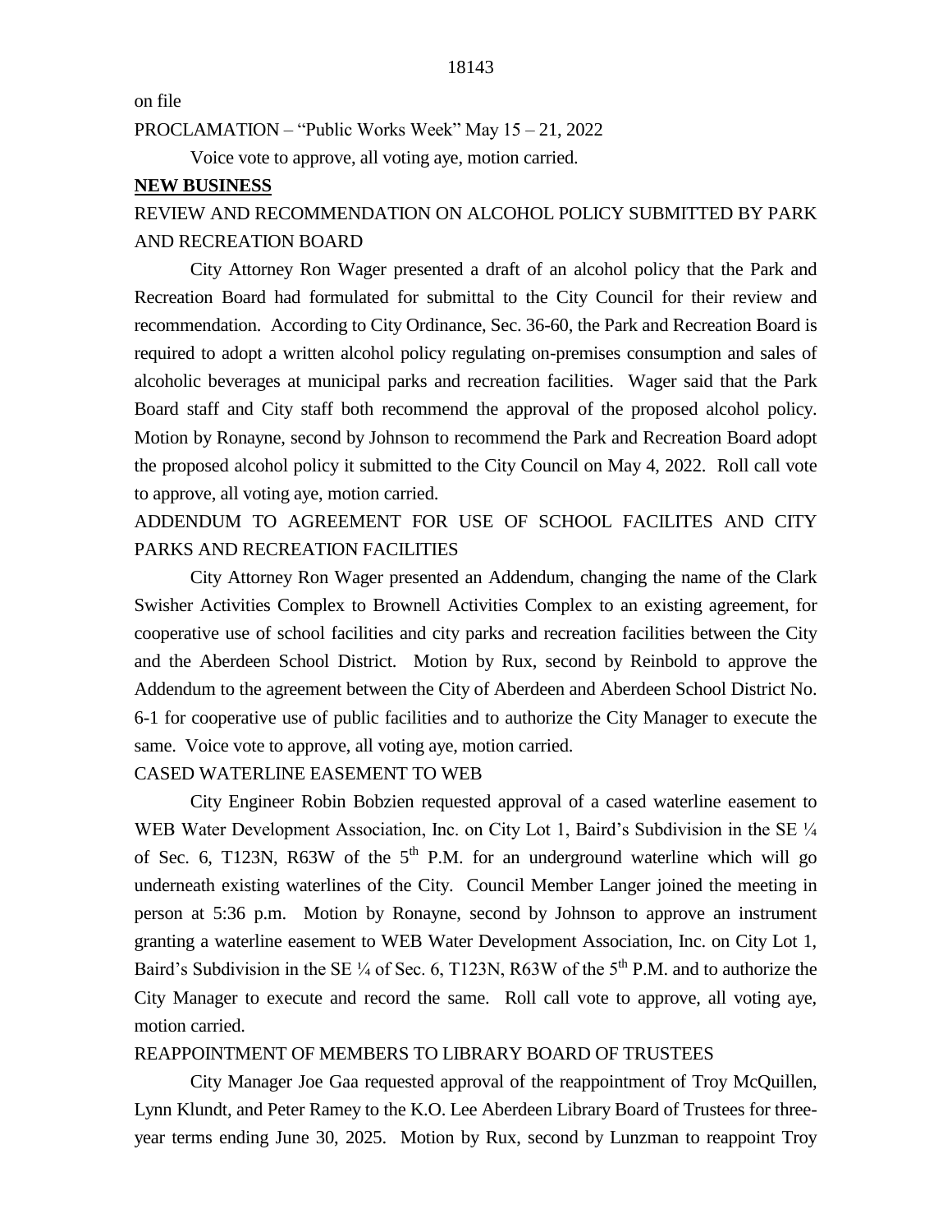on file

PROCLAMATION – "Public Works Week" May 15 – 21, 2022

Voice vote to approve, all voting aye, motion carried.

**NEW BUSINESS**

REVIEW AND RECOMMENDATION ON ALCOHOL POLICY SUBMITTED BY PARK AND RECREATION BOARD

City Attorney Ron Wager presented a draft of an alcohol policy that the Park and Recreation Board had formulated for submittal to the City Council for their review and recommendation. According to City Ordinance, Sec. 36-60, the Park and Recreation Board is required to adopt a written alcohol policy regulating on-premises consumption and sales of alcoholic beverages at municipal parks and recreation facilities. Wager said that the Park Board staff and City staff both recommend the approval of the proposed alcohol policy. Motion by Ronayne, second by Johnson to recommend the Park and Recreation Board adopt the proposed alcohol policy it submitted to the City Council on May 4, 2022. Roll call vote to approve, all voting aye, motion carried.

ADDENDUM TO AGREEMENT FOR USE OF SCHOOL FACILITES AND CITY PARKS AND RECREATION FACILITIES

City Attorney Ron Wager presented an Addendum, changing the name of the Clark Swisher Activities Complex to Brownell Activities Complex to an existing agreement, for cooperative use of school facilities and city parks and recreation facilities between the City and the Aberdeen School District. Motion by Rux, second by Reinbold to approve the Addendum to the agreement between the City of Aberdeen and Aberdeen School District No. 6-1 for cooperative use of public facilities and to authorize the City Manager to execute the same. Voice vote to approve, all voting aye, motion carried.

CASED WATERLINE EASEMENT TO WEB

City Engineer Robin Bobzien requested approval of a cased waterline easement to WEB Water Development Association, Inc. on City Lot 1, Baird's Subdivision in the SE ¼ of Sec. 6, T123N, R63W of the 5th P.M. for an underground waterline which will go underneath existing waterlines of the City. Council Member Langer joined the meeting in person at 5:36 p.m. Motion by Ronayne, second by Johnson to approve an instrument granting a waterline easement to WEB Water Development Association, Inc. on City Lot 1, Baird's Subdivision in the SE ¼ of Sec. 6, T123N, R63W of the 5th P.M. and to authorize the City Manager to execute and record the same. Roll call vote to approve, all voting aye, motion carried.

REAPPOINTMENT OF MEMBERS TO LIBRARY BOARD OF TRUSTEES

City Manager Joe Gaa requested approval of the reappointment of Troy McQuillen, Lynn Klundt, and Peter Ramey to the K.O. Lee Aberdeen Library Board of Trustees for three-year terms ending June 30, 2025. Motion by Rux, second by Lunzman to reappoint Troy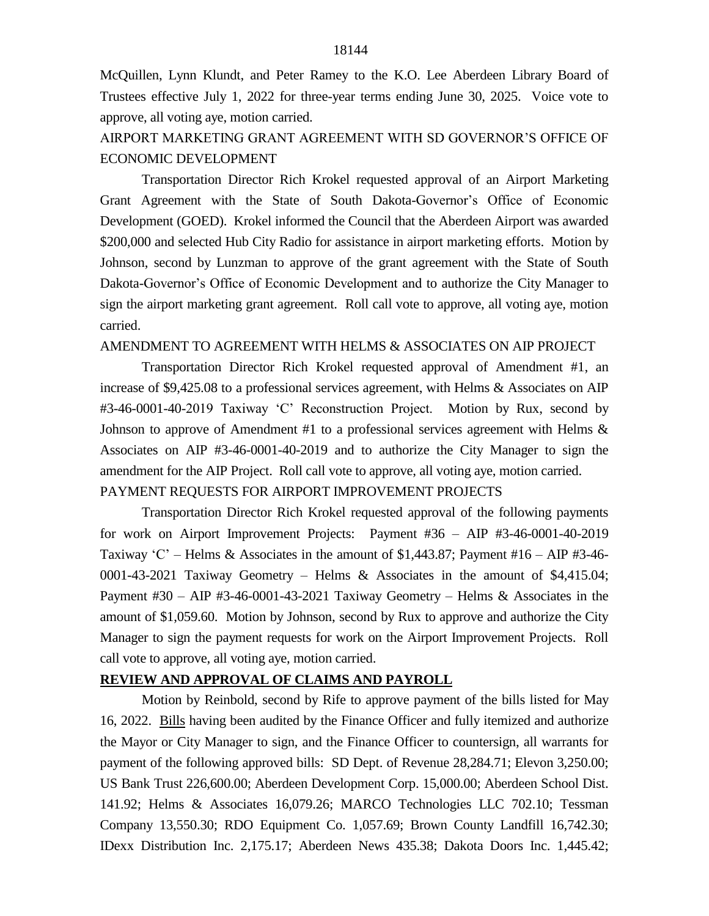McQuillen, Lynn Klundt, and Peter Ramey to the K.O. Lee Aberdeen Library Board of Trustees effective July 1, 2022 for three-year terms ending June 30, 2025. Voice vote to approve, all voting aye, motion carried.

AIRPORT MARKETING GRANT AGREEMENT WITH SD GOVERNOR'S OFFICE OF ECONOMIC DEVELOPMENT

Transportation Director Rich Krokel requested approval of an Airport Marketing Grant Agreement with the State of South Dakota-Governor's Office of Economic Development (GOED). Krokel informed the Council that the Aberdeen Airport was awarded $200,000 and selected Hub City Radio for assistance in airport marketing efforts. Motion by Johnson, second by Lunzman to approve of the grant agreement with the State of South Dakota-Governor's Office of Economic Development and to authorize the City Manager to sign the airport marketing grant agreement. Roll call vote to approve, all voting aye, motion carried.

AMENDMENT TO AGREEMENT WITH HELMS & ASSOCIATES ON AIP PROJECT

Transportation Director Rich Krokel requested approval of Amendment #1, an increase of $9,425.08 to a professional services agreement, with Helms & Associates on AIP #3-46-0001-40-2019 Taxiway 'C' Reconstruction Project. Motion by Rux, second by Johnson to approve of Amendment #1 to a professional services agreement with Helms & Associates on AIP #3-46-0001-40-2019 and to authorize the City Manager to sign the amendment for the AIP Project. Roll call vote to approve, all voting aye, motion carried.

PAYMENT REQUESTS FOR AIRPORT IMPROVEMENT PROJECTS

Transportation Director Rich Krokel requested approval of the following payments for work on Airport Improvement Projects: Payment #36 – AIP #3-46-0001-40-2019 Taxiway 'C' – Helms & Associates in the amount of $1,443.87; Payment #16 – AIP #3-46-0001-43-2021 Taxiway Geometry – Helms & Associates in the amount of $4,415.04; Payment #30 – AIP #3-46-0001-43-2021 Taxiway Geometry – Helms & Associates in the amount of $1,059.60. Motion by Johnson, second by Rux to approve and authorize the City Manager to sign the payment requests for work on the Airport Improvement Projects. Roll call vote to approve, all voting aye, motion carried.

**REVIEW AND APPROVAL OF CLAIMS AND PAYROLL**

Motion by Reinbold, second by Rife to approve payment of the bills listed for May 16, 2022. Bills having been audited by the Finance Officer and fully itemized and authorize the Mayor or City Manager to sign, and the Finance Officer to countersign, all warrants for payment of the following approved bills: SD Dept. of Revenue 28,284.71; Elevon 3,250.00; US Bank Trust 226,600.00; Aberdeen Development Corp. 15,000.00; Aberdeen School Dist. 141.92; Helms & Associates 16,079.26; MARCO Technologies LLC 702.10; Tessman Company 13,550.30; RDO Equipment Co. 1,057.69; Brown County Landfill 16,742.30; IDexx Distribution Inc. 2,175.17; Aberdeen News 435.38; Dakota Doors Inc. 1,445.42;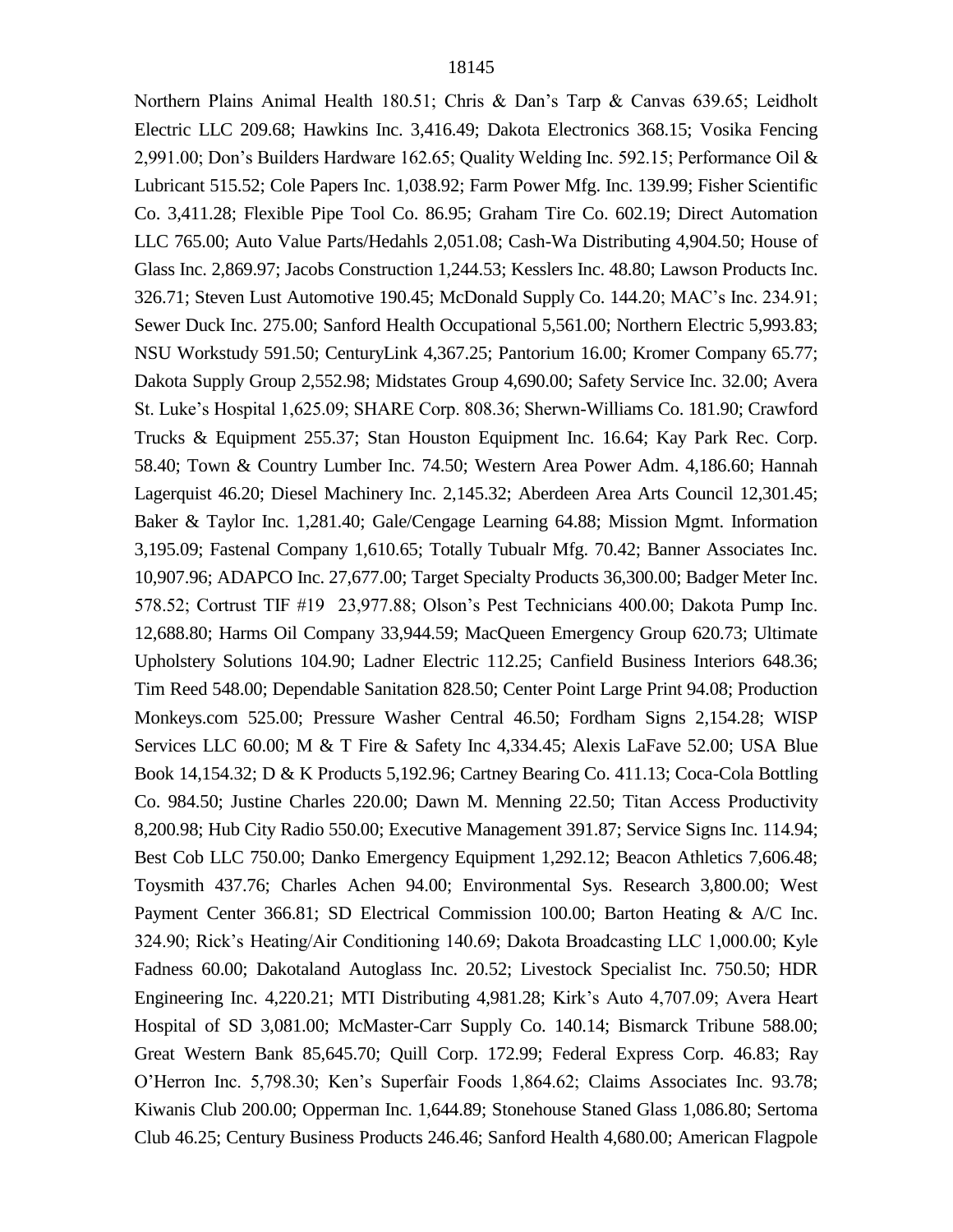Northern Plains Animal Health 180.51; Chris & Dan's Tarp & Canvas 639.65; Leidholt Electric LLC 209.68; Hawkins Inc. 3,416.49; Dakota Electronics 368.15; Vosika Fencing 2,991.00; Don's Builders Hardware 162.65; Quality Welding Inc. 592.15; Performance Oil & Lubricant 515.52; Cole Papers Inc. 1,038.92; Farm Power Mfg. Inc. 139.99; Fisher Scientific Co. 3,411.28; Flexible Pipe Tool Co. 86.95; Graham Tire Co. 602.19; Direct Automation LLC 765.00; Auto Value Parts/Hedahls 2,051.08; Cash-Wa Distributing 4,904.50; House of Glass Inc. 2,869.97; Jacobs Construction 1,244.53; Kesslers Inc. 48.80; Lawson Products Inc. 326.71; Steven Lust Automotive 190.45; McDonald Supply Co. 144.20; MAC's Inc. 234.91; Sewer Duck Inc. 275.00; Sanford Health Occupational 5,561.00; Northern Electric 5,993.83; NSU Workstudy 591.50; CenturyLink 4,367.25; Pantorium 16.00; Kromer Company 65.77; Dakota Supply Group 2,552.98; Midstates Group 4,690.00; Safety Service Inc. 32.00; Avera St. Luke's Hospital 1,625.09; SHARE Corp. 808.36; Sherwn-Williams Co. 181.90; Crawford Trucks & Equipment 255.37; Stan Houston Equipment Inc. 16.64; Kay Park Rec. Corp. 58.40; Town & Country Lumber Inc. 74.50; Western Area Power Adm. 4,186.60; Hannah Lagerquist 46.20; Diesel Machinery Inc. 2,145.32; Aberdeen Area Arts Council 12,301.45; Baker & Taylor Inc. 1,281.40; Gale/Cengage Learning 64.88; Mission Mgmt. Information 3,195.09; Fastenal Company 1,610.65; Totally Tubualr Mfg. 70.42; Banner Associates Inc. 10,907.96; ADAPCO Inc. 27,677.00; Target Specialty Products 36,300.00; Badger Meter Inc. 578.52; Cortrust TIF #19 23,977.88; Olson's Pest Technicians 400.00; Dakota Pump Inc. 12,688.80; Harms Oil Company 33,944.59; MacQueen Emergency Group 620.73; Ultimate Upholstery Solutions 104.90; Ladner Electric 112.25; Canfield Business Interiors 648.36; Tim Reed 548.00; Dependable Sanitation 828.50; Center Point Large Print 94.08; Production Monkeys.com 525.00; Pressure Washer Central 46.50; Fordham Signs 2,154.28; WISP Services LLC 60.00; M & T Fire & Safety Inc 4,334.45; Alexis LaFave 52.00; USA Blue Book 14,154.32; D & K Products 5,192.96; Cartney Bearing Co. 411.13; Coca-Cola Bottling Co. 984.50; Justine Charles 220.00; Dawn M. Menning 22.50; Titan Access Productivity 8,200.98; Hub City Radio 550.00; Executive Management 391.87; Service Signs Inc. 114.94; Best Cob LLC 750.00; Danko Emergency Equipment 1,292.12; Beacon Athletics 7,606.48; Toysmith 437.76; Charles Achen 94.00; Environmental Sys. Research 3,800.00; West Payment Center 366.81; SD Electrical Commission 100.00; Barton Heating & A/C Inc. 324.90; Rick's Heating/Air Conditioning 140.69; Dakota Broadcasting LLC 1,000.00; Kyle Fadness 60.00; Dakotaland Autoglass Inc. 20.52; Livestock Specialist Inc. 750.50; HDR Engineering Inc. 4,220.21; MTI Distributing 4,981.28; Kirk's Auto 4,707.09; Avera Heart Hospital of SD 3,081.00; McMaster-Carr Supply Co. 140.14; Bismarck Tribune 588.00; Great Western Bank 85,645.70; Quill Corp. 172.99; Federal Express Corp. 46.83; Ray O'Herron Inc. 5,798.30; Ken's Superfair Foods 1,864.62; Claims Associates Inc. 93.78; Kiwanis Club 200.00; Opperman Inc. 1,644.89; Stonehouse Staned Glass 1,086.80; Sertoma Club 46.25; Century Business Products 246.46; Sanford Health 4,680.00; American Flagpole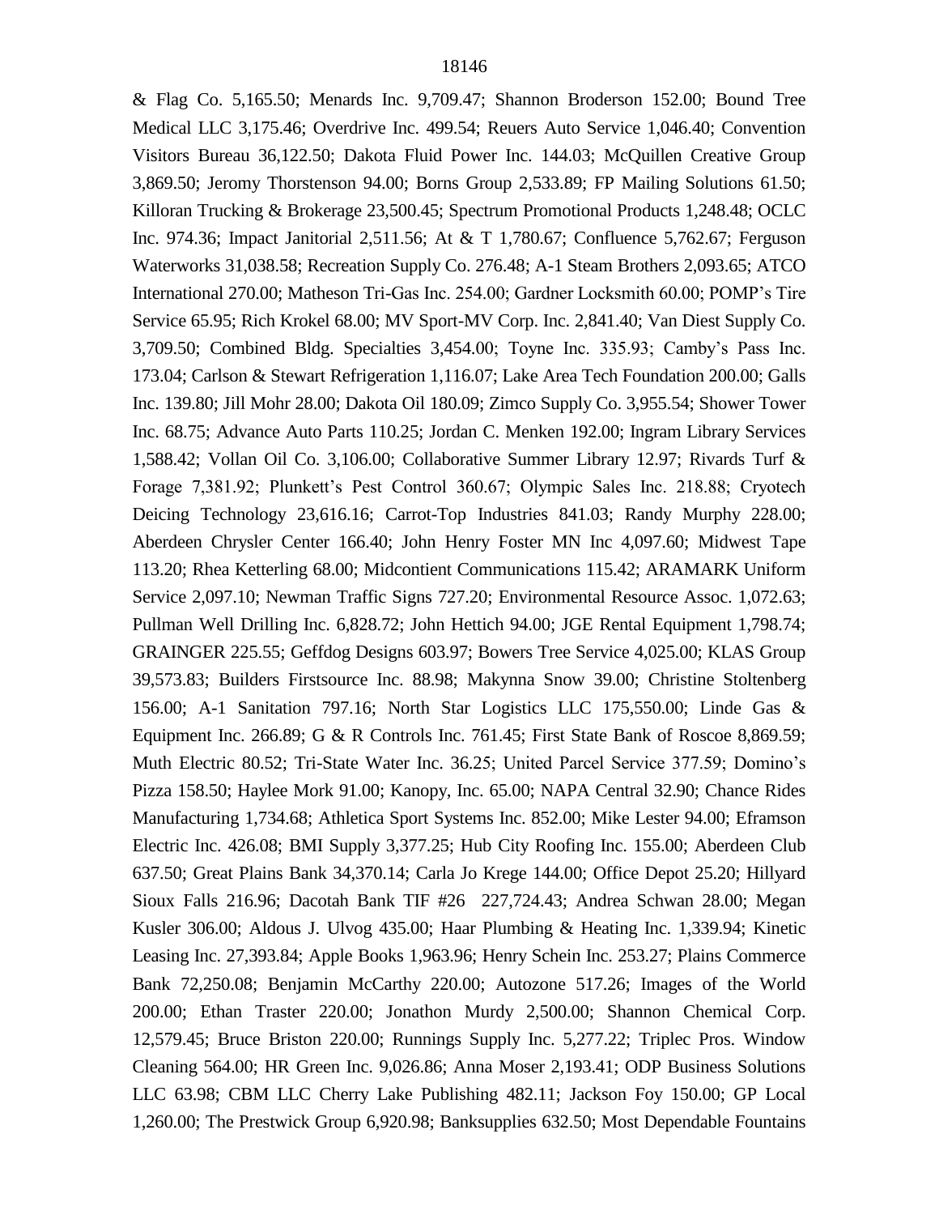& Flag Co. 5,165.50; Menards Inc. 9,709.47; Shannon Broderson 152.00; Bound Tree Medical LLC 3,175.46; Overdrive Inc. 499.54; Reuers Auto Service 1,046.40; Convention Visitors Bureau 36,122.50; Dakota Fluid Power Inc. 144.03; McQuillen Creative Group 3,869.50; Jeromy Thorstenson 94.00; Borns Group 2,533.89; FP Mailing Solutions 61.50; Killoran Trucking & Brokerage 23,500.45; Spectrum Promotional Products 1,248.48; OCLC Inc. 974.36; Impact Janitorial 2,511.56; At & T 1,780.67; Confluence 5,762.67; Ferguson Waterworks 31,038.58; Recreation Supply Co. 276.48; A-1 Steam Brothers 2,093.65; ATCO International 270.00; Matheson Tri-Gas Inc. 254.00; Gardner Locksmith 60.00; POMP's Tire Service 65.95; Rich Krokel 68.00; MV Sport-MV Corp. Inc. 2,841.40; Van Diest Supply Co. 3,709.50; Combined Bldg. Specialties 3,454.00; Toyne Inc. 335.93; Camby's Pass Inc. 173.04; Carlson & Stewart Refrigeration 1,116.07; Lake Area Tech Foundation 200.00; Galls Inc. 139.80; Jill Mohr 28.00; Dakota Oil 180.09; Zimco Supply Co. 3,955.54; Shower Tower Inc. 68.75; Advance Auto Parts 110.25; Jordan C. Menken 192.00; Ingram Library Services 1,588.42; Vollan Oil Co. 3,106.00; Collaborative Summer Library 12.97; Rivards Turf & Forage 7,381.92; Plunkett's Pest Control 360.67; Olympic Sales Inc. 218.88; Cryotech Deicing Technology 23,616.16; Carrot-Top Industries 841.03; Randy Murphy 228.00; Aberdeen Chrysler Center 166.40; John Henry Foster MN Inc 4,097.60; Midwest Tape 113.20; Rhea Ketterling 68.00; Midcontient Communications 115.42; ARAMARK Uniform Service 2,097.10; Newman Traffic Signs 727.20; Environmental Resource Assoc. 1,072.63; Pullman Well Drilling Inc. 6,828.72; John Hettich 94.00; JGE Rental Equipment 1,798.74; GRAINGER 225.55; Geffdog Designs 603.97; Bowers Tree Service 4,025.00; KLAS Group 39,573.83; Builders Firstsource Inc. 88.98; Makynna Snow 39.00; Christine Stoltenberg 156.00; A-1 Sanitation 797.16; North Star Logistics LLC 175,550.00; Linde Gas & Equipment Inc. 266.89; G & R Controls Inc. 761.45; First State Bank of Roscoe 8,869.59; Muth Electric 80.52; Tri-State Water Inc. 36.25; United Parcel Service 377.59; Domino's Pizza 158.50; Haylee Mork 91.00; Kanopy, Inc. 65.00; NAPA Central 32.90; Chance Rides Manufacturing 1,734.68; Athletica Sport Systems Inc. 852.00; Mike Lester 94.00; Eframson Electric Inc. 426.08; BMI Supply 3,377.25; Hub City Roofing Inc. 155.00; Aberdeen Club 637.50; Great Plains Bank 34,370.14; Carla Jo Krege 144.00; Office Depot 25.20; Hillyard Sioux Falls 216.96; Dacotah Bank TIF #26 227,724.43; Andrea Schwan 28.00; Megan Kusler 306.00; Aldous J. Ulvog 435.00; Haar Plumbing & Heating Inc. 1,339.94; Kinetic Leasing Inc. 27,393.84; Apple Books 1,963.96; Henry Schein Inc. 253.27; Plains Commerce Bank 72,250.08; Benjamin McCarthy 220.00; Autozone 517.26; Images of the World 200.00; Ethan Traster 220.00; Jonathon Murdy 2,500.00; Shannon Chemical Corp. 12,579.45; Bruce Briston 220.00; Runnings Supply Inc. 5,277.22; Triplec Pros. Window Cleaning 564.00; HR Green Inc. 9,026.86; Anna Moser 2,193.41; ODP Business Solutions LLC 63.98; CBM LLC Cherry Lake Publishing 482.11; Jackson Foy 150.00; GP Local 1,260.00; The Prestwick Group 6,920.98; Banksupplies 632.50; Most Dependable Fountains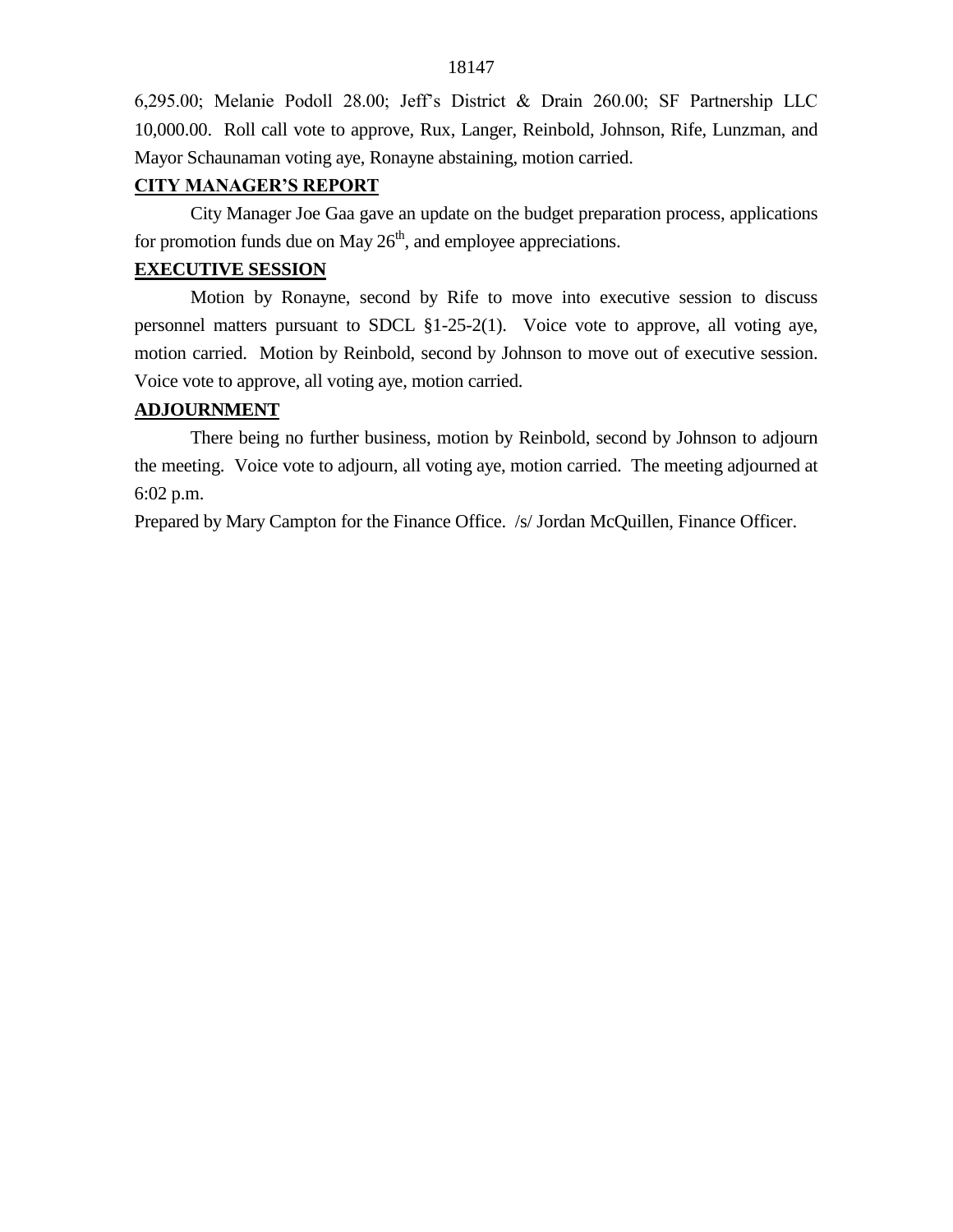6,295.00; Melanie Podoll 28.00; Jeff's District & Drain 260.00; SF Partnership LLC 10,000.00. Roll call vote to approve, Rux, Langer, Reinbold, Johnson, Rife, Lunzman, and Mayor Schaunaman voting aye, Ronayne abstaining, motion carried.

**CITY MANAGER'S REPORT**

City Manager Joe Gaa gave an update on the budget preparation process, applications for promotion funds due on May 26th, and employee appreciations.

**EXECUTIVE SESSION**

Motion by Ronayne, second by Rife to move into executive session to discuss personnel matters pursuant to SDCL §1-25-2(1). Voice vote to approve, all voting aye, motion carried. Motion by Reinbold, second by Johnson to move out of executive session. Voice vote to approve, all voting aye, motion carried.

**ADJOURNMENT**

There being no further business, motion by Reinbold, second by Johnson to adjourn the meeting. Voice vote to adjourn, all voting aye, motion carried. The meeting adjourned at 6:02 p.m.

Prepared by Mary Campton for the Finance Office. /s/ Jordan McQuillen, Finance Officer.